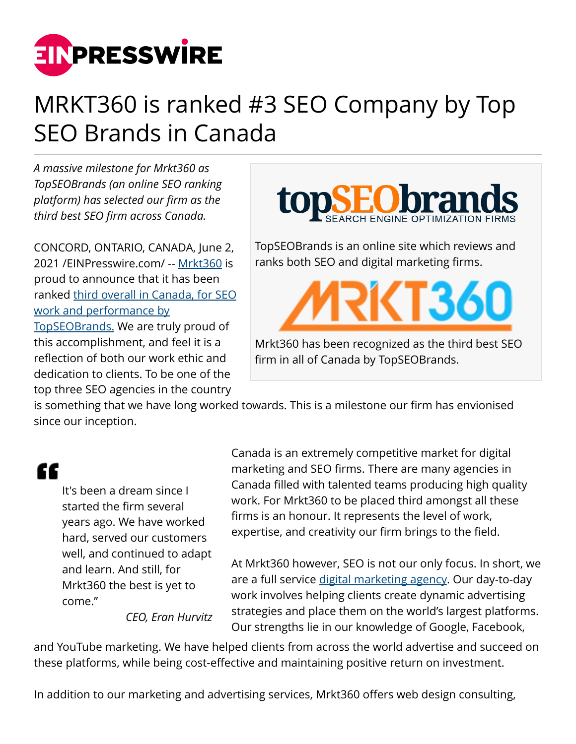# MRKT360 is ranked #3 SEO Company by Top SEO Brands in Canada

*A massive milestone for Mrkt360 as TopSEOBrands (an online SEO ranking platform) has selected our firm as the third best SEO firm across Canada.*

CONCORD, ONTARIO, CANADA, June 2, 2021 /EINPresswire.com/ -- Mrkt360 is proud to announce that it has been ranked third overall in Canada, for SEO work and performance by TopSEOBrands. We are truly proud of this accomplishment, and feel it is a reflection of both our work ethic and dedication to clients. To be one of the top three SEO agencies in the country is something that we have long worked towards. This is a milestone our firm has envionised since our inception.

TopSEOBrands is an online site which reviews and ranks both SEO and digital marketing firms.

Mrkt360 has been recognized as the third best SEO firm in all of Canada by TopSEOBrands.

> "It's been a dream since I started the firm several years ago. We have worked hard, served our customers well, and continued to adapt and learn. And still, for Mrkt360 the best is yet to come."
>
> *CEO, Eran Hurvitz*

Canada is an extremely competitive market for digital marketing and SEO firms. There are many agencies in Canada filled with talented teams producing high quality work. For Mrkt360 to be placed third amongst all these firms is an honour. It represents the level of work, expertise, and creativity our firm brings to the field.

At Mrkt360 however, SEO is not our only focus. In short, we are a full service digital marketing agency. Our day-to-day work involves helping clients create dynamic advertising strategies and place them on the world's largest platforms. Our strengths lie in our knowledge of Google, Facebook, and YouTube marketing. We have helped clients from across the world advertise and succeed on these platforms, while being cost-effective and maintaining positive return on investment.

In addition to our marketing and advertising services, Mrkt360 offers web design consulting,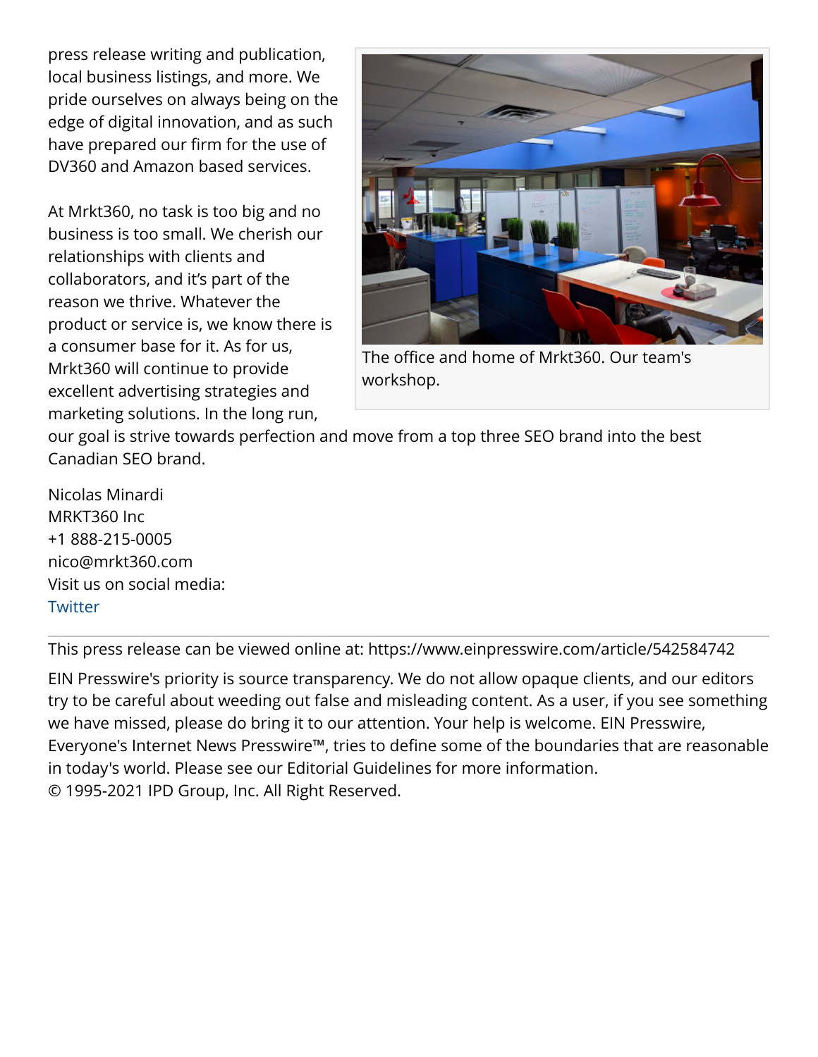press release writing and publication, local business listings, and more. We pride ourselves on always being on the edge of digital innovation, and as such have prepared our firm for the use of DV360 and Amazon based services.

At Mrkt360, no task is too big and no business is too small. We cherish our relationships with clients and collaborators, and it's part of the reason we thrive. Whatever the product or service is, we know there is a consumer base for it. As for us, Mrkt360 will continue to provide excellent advertising strategies and marketing solutions. In the long run, our goal is strive towards perfection and move from a top three SEO brand into the best Canadian SEO brand.

The office and home of Mrkt360. Our team's workshop.

Nicolas Minardi
MRKT360 Inc
+1 888-215-0005
nico@mrkt360.com
Visit us on social media:
Twitter

---

This press release can be viewed online at: https://www.einpresswire.com/article/542584742

EIN Presswire's priority is source transparency. We do not allow opaque clients, and our editors try to be careful about weeding out false and misleading content. As a user, if you see something we have missed, please do bring it to our attention. Your help is welcome. EIN Presswire, Everyone's Internet News Presswire™, tries to define some of the boundaries that are reasonable in today's world. Please see our Editorial Guidelines for more information.
© 1995-2021 IPD Group, Inc. All Right Reserved.